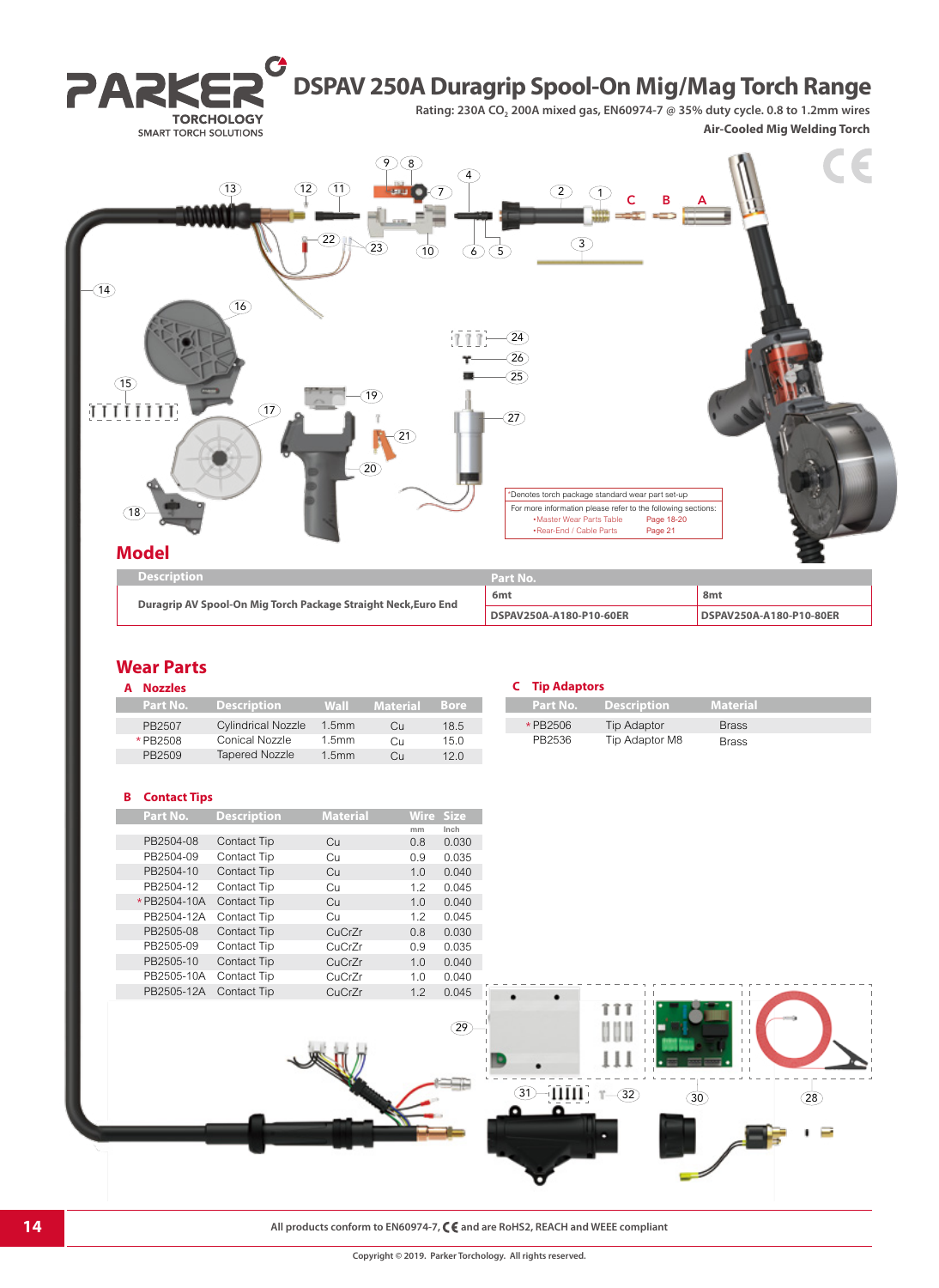# DSPAV 250A Duragrip Spool-On Mig/Mag Torch Range

Rating: 230A $CO_2$ 200A mixed gas, EN60974-7 @ 35% duty cycle. 0.8 to 1.2mm wires

**Air-Cooled Mig Welding Torch**

*Denotes torch package standard wear part set-up

For more information please refer to the following sections:
- Master Wear Parts Table — Page 18-20
- Rear-End / Cable Parts — Page 21

## Model

| Description | Part No. | |
|---|---|---|
| | 6mt | 8mt |
| Duragrip AV Spool-On Mig Torch Package Straight Neck,Euro End | DSPAV250A-A180-P10-60ER | DSPAV250A-A180-P10-80ER |

## Wear Parts

### A Nozzles

| Part No. | Description | Wall | Material | Bore |
|---|---|---|---|---|
| PB2507 | Cylindrical Nozzle | 1.5mm | Cu | 18.5 |
| *PB2508 | Conical Nozzle | 1.5mm | Cu | 15.0 |
| PB2509 | Tapered Nozzle | 1.5mm | Cu | 12.0 |

### C Tip Adaptors

| Part No. | Description | Material |
|---|---|---|
| *PB2506 | Tip Adaptor | Brass |
| PB2536 | Tip Adaptor M8 | Brass |

### B Contact Tips

| Part No. | Description | Material | Wire Size mm | Wire Size Inch |
|---|---|---|---|---|
| PB2504-08 | Contact Tip | Cu | 0.8 | 0.030 |
| PB2504-09 | Contact Tip | Cu | 0.9 | 0.035 |
| PB2504-10 | Contact Tip | Cu | 1.0 | 0.040 |
| PB2504-12 | Contact Tip | Cu | 1.2 | 0.045 |
| *PB2504-10A | Contact Tip | Cu | 1.0 | 0.040 |
| PB2504-12A | Contact Tip | Cu | 1.2 | 0.045 |
| PB2505-08 | Contact Tip | CuCrZr | 0.8 | 0.030 |
| PB2505-09 | Contact Tip | CuCrZr | 0.9 | 0.035 |
| PB2505-10 | Contact Tip | CuCrZr | 1.0 | 0.040 |
| PB2505-10A | Contact Tip | CuCrZr | 1.0 | 0.040 |
| PB2505-12A | Contact Tip | CuCrZr | 1.2 | 0.045 |

All products conform to EN60974-7, CE and are RoHS2, REACH and WEEE compliant

Copyright © 2019. Parker Torchology. All rights reserved.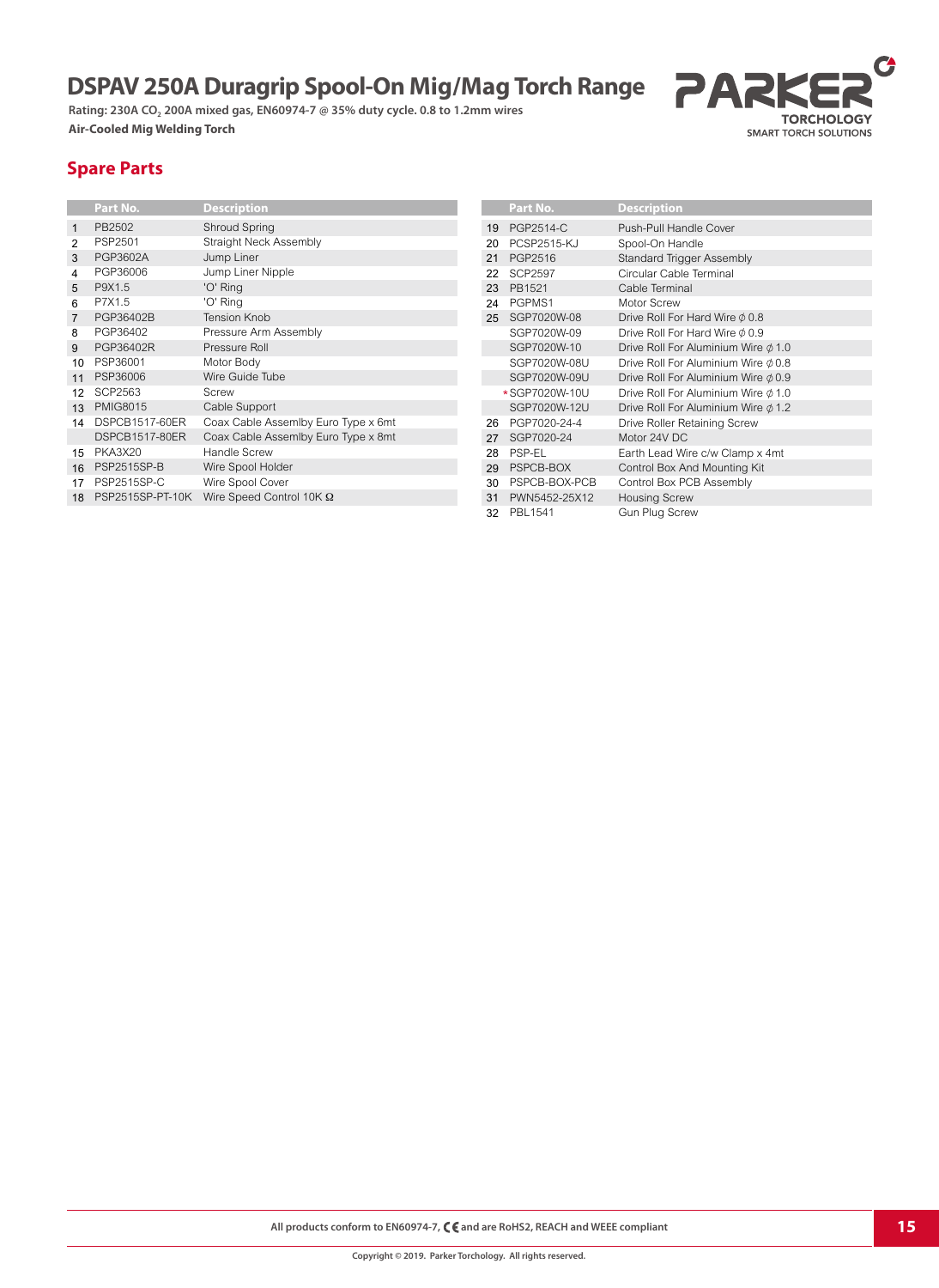# DSPAV 250A Duragrip Spool-On Mig/Mag Torch Range

**Rating: 230A $CO_2$ 200A mixed gas, EN60974-7 @ 35% duty cycle. 0.8 to 1.2mm wires**

**Air-Cooled Mig Welding Torch**

PARKER TORCHOLOGY SMART TORCH SOLUTIONS

## Spare Parts

| | Part No. | Description |
|---|---|---|
| 1 | PB2502 | Shroud Spring |
| 2 | PSP2501 | Straight Neck Assembly |
| 3 | PGP3602A | Jump Liner |
| 4 | PGP36006 | Jump Liner Nipple |
| 5 | P9X1.5 | 'O' Ring |
| 6 | P7X1.5 | 'O' Ring |
| 7 | PGP36402B | Tension Knob |
| 8 | PGP36402 | Pressure Arm Assembly |
| 9 | PGP36402R | Pressure Roll |
| 10 | PSP36001 | Motor Body |
| 11 | PSP36006 | Wire Guide Tube |
| 12 | SCP2563 | Screw |
| 13 | PMIG8015 | Cable Support |
| 14 | DSPCB1517-60ER | Coax Cable Assemlby Euro Type x 6mt |
| | DSPCB1517-80ER | Coax Cable Assemlby Euro Type x 8mt |
| 15 | PKA3X20 | Handle Screw |
| 16 | PSP2515SP-B | Wire Spool Holder |
| 17 | PSP2515SP-C | Wire Spool Cover |
| 18 | PSP2515SP-PT-10K | Wire Speed Control 10K Ω |
| 19 | PGP2514-C | Push-Pull Handle Cover |
| 20 | PCSP2515-KJ | Spool-On Handle |
| 21 | PGP2516 | Standard Trigger Assembly |
| 22 | SCP2597 | Circular Cable Terminal |
| 23 | PB1521 | Cable Terminal |
| 24 | PGPMS1 | Motor Screw |
| 25 | SGP7020W-08 | Drive Roll For Hard Wire ⌀ 0.8 |
| | SGP7020W-09 | Drive Roll For Hard Wire ⌀ 0.9 |
| | SGP7020W-10 | Drive Roll For Aluminium Wire ⌀ 1.0 |
| | SGP7020W-08U | Drive Roll For Aluminium Wire ⌀ 0.8 |
| | SGP7020W-09U | Drive Roll For Aluminium Wire ⌀ 0.9 |
| | *SGP7020W-10U | Drive Roll For Aluminium Wire ⌀ 1.0 |
| | SGP7020W-12U | Drive Roll For Aluminium Wire ⌀ 1.2 |
| 26 | PGP7020-24-4 | Drive Roller Retaining Screw |
| 27 | SGP7020-24 | Motor 24V DC |
| 28 | PSP-EL | Earth Lead Wire c/w Clamp x 4mt |
| 29 | PSPCB-BOX | Control Box And Mounting Kit |
| 30 | PSPCB-BOX-PCB | Control Box PCB Assembly |
| 31 | PWN5452-25X12 | Housing Screw |
| 32 | PBL1541 | Gun Plug Screw |

All products conform to EN60974-7, CE and are RoHS2, REACH and WEEE compliant

Copyright © 2019. Parker Torchology. All rights reserved.